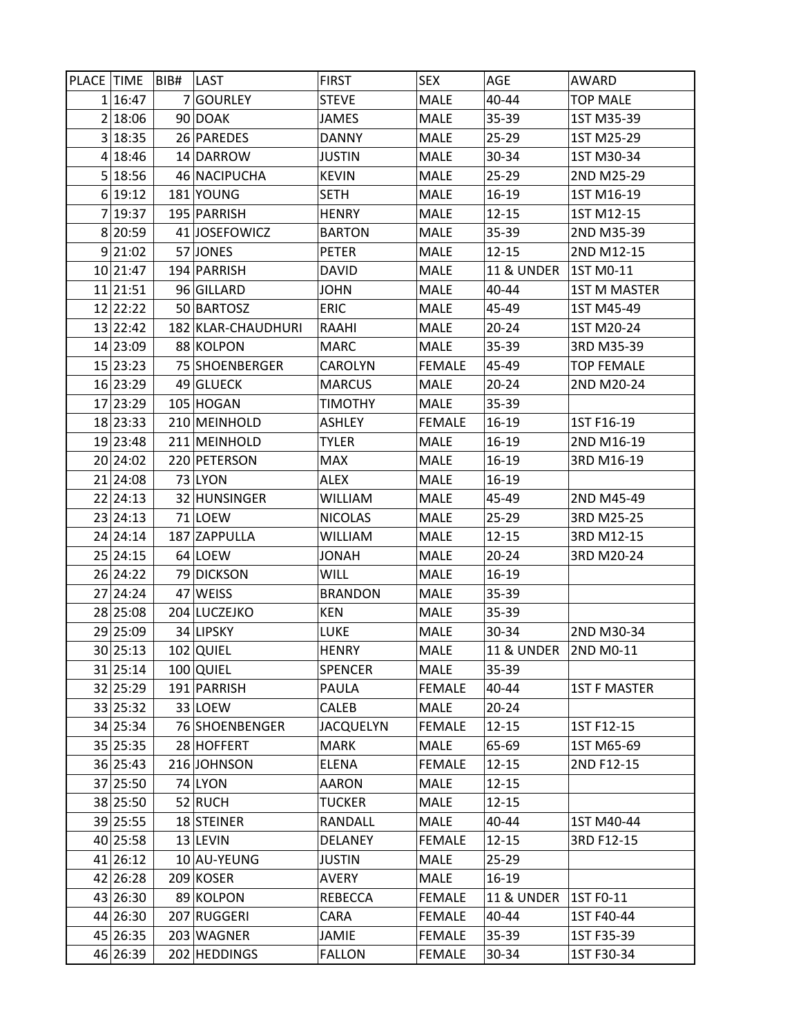| PLACE | TIME | BIB# | LAST | FIRST | SEX | AGE | AWARD |
|---|---|---|---|---|---|---|---|
| 1 | 16:47 | 7 | GOURLEY | STEVE | MALE | 40-44 | TOP MALE |
| 2 | 18:06 | 90 | DOAK | JAMES | MALE | 35-39 | 1ST M35-39 |
| 3 | 18:35 | 26 | PAREDES | DANNY | MALE | 25-29 | 1ST M25-29 |
| 4 | 18:46 | 14 | DARROW | JUSTIN | MALE | 30-34 | 1ST M30-34 |
| 5 | 18:56 | 46 | NACIPUCHA | KEVIN | MALE | 25-29 | 2ND M25-29 |
| 6 | 19:12 | 181 | YOUNG | SETH | MALE | 16-19 | 1ST M16-19 |
| 7 | 19:37 | 195 | PARRISH | HENRY | MALE | 12-15 | 1ST M12-15 |
| 8 | 20:59 | 41 | JOSEFOWICZ | BARTON | MALE | 35-39 | 2ND M35-39 |
| 9 | 21:02 | 57 | JONES | PETER | MALE | 12-15 | 2ND M12-15 |
| 10 | 21:47 | 194 | PARRISH | DAVID | MALE | 11 & UNDER | 1ST M0-11 |
| 11 | 21:51 | 96 | GILLARD | JOHN | MALE | 40-44 | 1ST M MASTER |
| 12 | 22:22 | 50 | BARTOSZ | ERIC | MALE | 45-49 | 1ST M45-49 |
| 13 | 22:42 | 182 | KLAR-CHAUDHURI | RAAHI | MALE | 20-24 | 1ST M20-24 |
| 14 | 23:09 | 88 | KOLPON | MARC | MALE | 35-39 | 3RD M35-39 |
| 15 | 23:23 | 75 | SHOENBERGER | CAROLYN | FEMALE | 45-49 | TOP FEMALE |
| 16 | 23:29 | 49 | GLUECK | MARCUS | MALE | 20-24 | 2ND M20-24 |
| 17 | 23:29 | 105 | HOGAN | TIMOTHY | MALE | 35-39 | |
| 18 | 23:33 | 210 | MEINHOLD | ASHLEY | FEMALE | 16-19 | 1ST F16-19 |
| 19 | 23:48 | 211 | MEINHOLD | TYLER | MALE | 16-19 | 2ND M16-19 |
| 20 | 24:02 | 220 | PETERSON | MAX | MALE | 16-19 | 3RD M16-19 |
| 21 | 24:08 | 73 | LYON | ALEX | MALE | 16-19 | |
| 22 | 24:13 | 32 | HUNSINGER | WILLIAM | MALE | 45-49 | 2ND M45-49 |
| 23 | 24:13 | 71 | LOEW | NICOLAS | MALE | 25-29 | 3RD M25-25 |
| 24 | 24:14 | 187 | ZAPPULLA | WILLIAM | MALE | 12-15 | 3RD M12-15 |
| 25 | 24:15 | 64 | LOEW | JONAH | MALE | 20-24 | 3RD M20-24 |
| 26 | 24:22 | 79 | DICKSON | WILL | MALE | 16-19 | |
| 27 | 24:24 | 47 | WEISS | BRANDON | MALE | 35-39 | |
| 28 | 25:08 | 204 | LUCZEJKO | KEN | MALE | 35-39 | |
| 29 | 25:09 | 34 | LIPSKY | LUKE | MALE | 30-34 | 2ND M30-34 |
| 30 | 25:13 | 102 | QUIEL | HENRY | MALE | 11 & UNDER | 2ND M0-11 |
| 31 | 25:14 | 100 | QUIEL | SPENCER | MALE | 35-39 | |
| 32 | 25:29 | 191 | PARRISH | PAULA | FEMALE | 40-44 | 1ST F MASTER |
| 33 | 25:32 | 33 | LOEW | CALEB | MALE | 20-24 | |
| 34 | 25:34 | 76 | SHOENBENGER | JACQUELYN | FEMALE | 12-15 | 1ST F12-15 |
| 35 | 25:35 | 28 | HOFFERT | MARK | MALE | 65-69 | 1ST M65-69 |
| 36 | 25:43 | 216 | JOHNSON | ELENA | FEMALE | 12-15 | 2ND F12-15 |
| 37 | 25:50 | 74 | LYON | AARON | MALE | 12-15 | |
| 38 | 25:50 | 52 | RUCH | TUCKER | MALE | 12-15 | |
| 39 | 25:55 | 18 | STEINER | RANDALL | MALE | 40-44 | 1ST M40-44 |
| 40 | 25:58 | 13 | LEVIN | DELANEY | FEMALE | 12-15 | 3RD F12-15 |
| 41 | 26:12 | 10 | AU-YEUNG | JUSTIN | MALE | 25-29 | |
| 42 | 26:28 | 209 | KOSER | AVERY | MALE | 16-19 | |
| 43 | 26:30 | 89 | KOLPON | REBECCA | FEMALE | 11 & UNDER | 1ST F0-11 |
| 44 | 26:30 | 207 | RUGGERI | CARA | FEMALE | 40-44 | 1ST F40-44 |
| 45 | 26:35 | 203 | WAGNER | JAMIE | FEMALE | 35-39 | 1ST F35-39 |
| 46 | 26:39 | 202 | HEDDINGS | FALLON | FEMALE | 30-34 | 1ST F30-34 |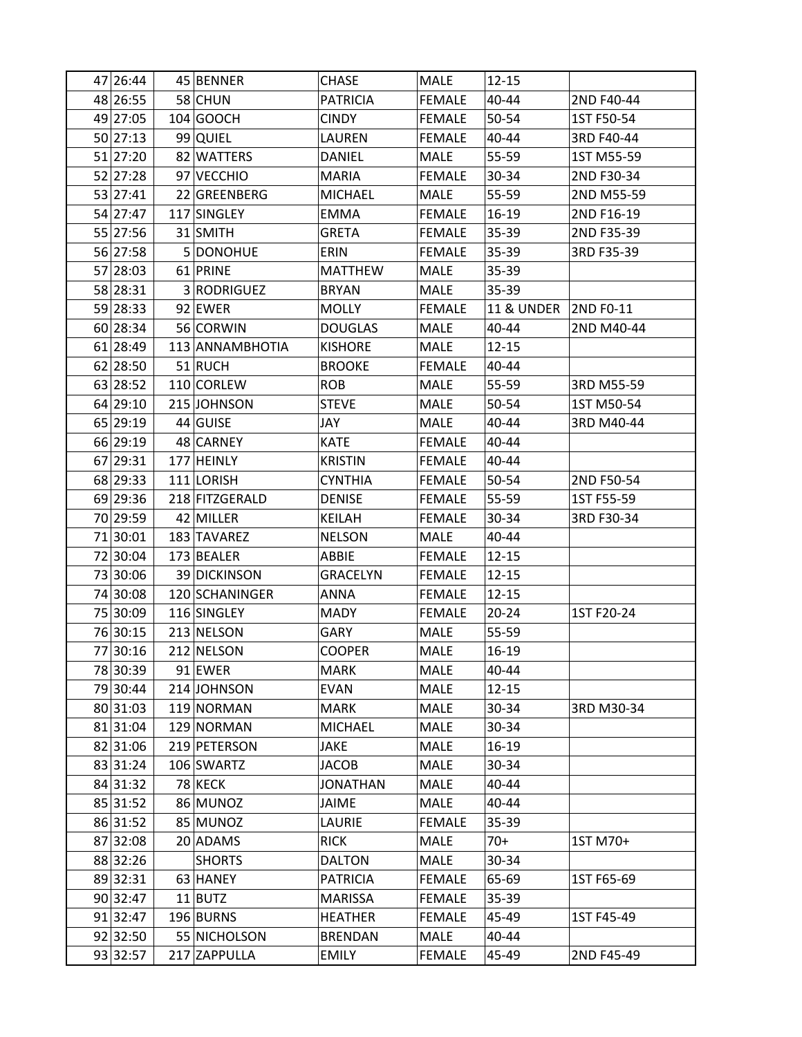| 47 | 26:44 | 45 | BENNER | CHASE | MALE | 12-15 | |
|---|---|---|---|---|---|---|---|
| 48 | 26:55 | 58 | CHUN | PATRICIA | FEMALE | 40-44 | 2ND F40-44 |
| 49 | 27:05 | 104 | GOOCH | CINDY | FEMALE | 50-54 | 1ST F50-54 |
| 50 | 27:13 | 99 | QUIEL | LAUREN | FEMALE | 40-44 | 3RD F40-44 |
| 51 | 27:20 | 82 | WATTERS | DANIEL | MALE | 55-59 | 1ST M55-59 |
| 52 | 27:28 | 97 | VECCHIO | MARIA | FEMALE | 30-34 | 2ND F30-34 |
| 53 | 27:41 | 22 | GREENBERG | MICHAEL | MALE | 55-59 | 2ND M55-59 |
| 54 | 27:47 | 117 | SINGLEY | EMMA | FEMALE | 16-19 | 2ND F16-19 |
| 55 | 27:56 | 31 | SMITH | GRETA | FEMALE | 35-39 | 2ND F35-39 |
| 56 | 27:58 | 5 | DONOHUE | ERIN | FEMALE | 35-39 | 3RD F35-39 |
| 57 | 28:03 | 61 | PRINE | MATTHEW | MALE | 35-39 | |
| 58 | 28:31 | 3 | RODRIGUEZ | BRYAN | MALE | 35-39 | |
| 59 | 28:33 | 92 | EWER | MOLLY | FEMALE | 11 & UNDER | 2ND F0-11 |
| 60 | 28:34 | 56 | CORWIN | DOUGLAS | MALE | 40-44 | 2ND M40-44 |
| 61 | 28:49 | 113 | ANNAMBHOTIA | KISHORE | MALE | 12-15 | |
| 62 | 28:50 | 51 | RUCH | BROOKE | FEMALE | 40-44 | |
| 63 | 28:52 | 110 | CORLEW | ROB | MALE | 55-59 | 3RD M55-59 |
| 64 | 29:10 | 215 | JOHNSON | STEVE | MALE | 50-54 | 1ST M50-54 |
| 65 | 29:19 | 44 | GUISE | JAY | MALE | 40-44 | 3RD M40-44 |
| 66 | 29:19 | 48 | CARNEY | KATE | FEMALE | 40-44 | |
| 67 | 29:31 | 177 | HEINLY | KRISTIN | FEMALE | 40-44 | |
| 68 | 29:33 | 111 | LORISH | CYNTHIA | FEMALE | 50-54 | 2ND F50-54 |
| 69 | 29:36 | 218 | FITZGERALD | DENISE | FEMALE | 55-59 | 1ST F55-59 |
| 70 | 29:59 | 42 | MILLER | KEILAH | FEMALE | 30-34 | 3RD F30-34 |
| 71 | 30:01 | 183 | TAVAREZ | NELSON | MALE | 40-44 | |
| 72 | 30:04 | 173 | BEALER | ABBIE | FEMALE | 12-15 | |
| 73 | 30:06 | 39 | DICKINSON | GRACELYN | FEMALE | 12-15 | |
| 74 | 30:08 | 120 | SCHANINGER | ANNA | FEMALE | 12-15 | |
| 75 | 30:09 | 116 | SINGLEY | MADY | FEMALE | 20-24 | 1ST F20-24 |
| 76 | 30:15 | 213 | NELSON | GARY | MALE | 55-59 | |
| 77 | 30:16 | 212 | NELSON | COOPER | MALE | 16-19 | |
| 78 | 30:39 | 91 | EWER | MARK | MALE | 40-44 | |
| 79 | 30:44 | 214 | JOHNSON | EVAN | MALE | 12-15 | |
| 80 | 31:03 | 119 | NORMAN | MARK | MALE | 30-34 | 3RD M30-34 |
| 81 | 31:04 | 129 | NORMAN | MICHAEL | MALE | 30-34 | |
| 82 | 31:06 | 219 | PETERSON | JAKE | MALE | 16-19 | |
| 83 | 31:24 | 106 | SWARTZ | JACOB | MALE | 30-34 | |
| 84 | 31:32 | 78 | KECK | JONATHAN | MALE | 40-44 | |
| 85 | 31:52 | 86 | MUNOZ | JAIME | MALE | 40-44 | |
| 86 | 31:52 | 85 | MUNOZ | LAURIE | FEMALE | 35-39 | |
| 87 | 32:08 | 20 | ADAMS | RICK | MALE | 70+ | 1ST M70+ |
| 88 | 32:26 | | SHORTS | DALTON | MALE | 30-34 | |
| 89 | 32:31 | 63 | HANEY | PATRICIA | FEMALE | 65-69 | 1ST F65-69 |
| 90 | 32:47 | 11 | BUTZ | MARISSA | FEMALE | 35-39 | |
| 91 | 32:47 | 196 | BURNS | HEATHER | FEMALE | 45-49 | 1ST F45-49 |
| 92 | 32:50 | 55 | NICHOLSON | BRENDAN | MALE | 40-44 | |
| 93 | 32:57 | 217 | ZAPPULLA | EMILY | FEMALE | 45-49 | 2ND F45-49 |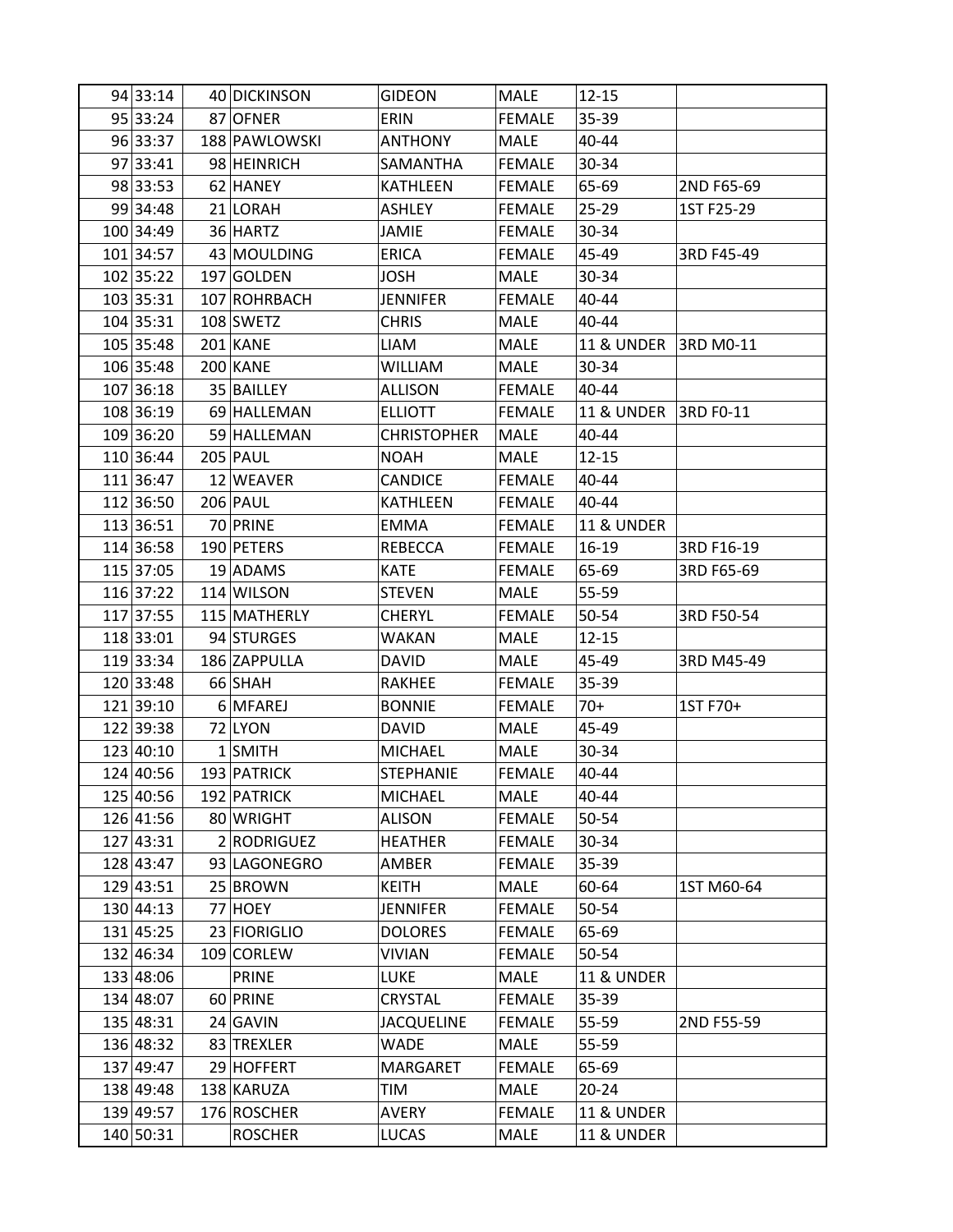| | | | | | | |
|---|---|---|---|---|---|---|
| 94 | 33:14 | 40 | DICKINSON | GIDEON | MALE | 12-15 | |
| 95 | 33:24 | 87 | OFNER | ERIN | FEMALE | 35-39 | |
| 96 | 33:37 | 188 | PAWLOWSKI | ANTHONY | MALE | 40-44 | |
| 97 | 33:41 | 98 | HEINRICH | SAMANTHA | FEMALE | 30-34 | |
| 98 | 33:53 | 62 | HANEY | KATHLEEN | FEMALE | 65-69 | 2ND F65-69 |
| 99 | 34:48 | 21 | LORAH | ASHLEY | FEMALE | 25-29 | 1ST F25-29 |
| 100 | 34:49 | 36 | HARTZ | JAMIE | FEMALE | 30-34 | |
| 101 | 34:57 | 43 | MOULDING | ERICA | FEMALE | 45-49 | 3RD F45-49 |
| 102 | 35:22 | 197 | GOLDEN | JOSH | MALE | 30-34 | |
| 103 | 35:31 | 107 | ROHRBACH | JENNIFER | FEMALE | 40-44 | |
| 104 | 35:31 | 108 | SWETZ | CHRIS | MALE | 40-44 | |
| 105 | 35:48 | 201 | KANE | LIAM | MALE | 11 & UNDER | 3RD M0-11 |
| 106 | 35:48 | 200 | KANE | WILLIAM | MALE | 30-34 | |
| 107 | 36:18 | 35 | BAILLEY | ALLISON | FEMALE | 40-44 | |
| 108 | 36:19 | 69 | HALLEMAN | ELLIOTT | FEMALE | 11 & UNDER | 3RD F0-11 |
| 109 | 36:20 | 59 | HALLEMAN | CHRISTOPHER | MALE | 40-44 | |
| 110 | 36:44 | 205 | PAUL | NOAH | MALE | 12-15 | |
| 111 | 36:47 | 12 | WEAVER | CANDICE | FEMALE | 40-44 | |
| 112 | 36:50 | 206 | PAUL | KATHLEEN | FEMALE | 40-44 | |
| 113 | 36:51 | 70 | PRINE | EMMA | FEMALE | 11 & UNDER | |
| 114 | 36:58 | 190 | PETERS | REBECCA | FEMALE | 16-19 | 3RD F16-19 |
| 115 | 37:05 | 19 | ADAMS | KATE | FEMALE | 65-69 | 3RD F65-69 |
| 116 | 37:22 | 114 | WILSON | STEVEN | MALE | 55-59 | |
| 117 | 37:55 | 115 | MATHERLY | CHERYL | FEMALE | 50-54 | 3RD F50-54 |
| 118 | 33:01 | 94 | STURGES | WAKAN | MALE | 12-15 | |
| 119 | 33:34 | 186 | ZAPPULLA | DAVID | MALE | 45-49 | 3RD M45-49 |
| 120 | 33:48 | 66 | SHAH | RAKHEE | FEMALE | 35-39 | |
| 121 | 39:10 | 6 | MFAREJ | BONNIE | FEMALE | 70+ | 1ST F70+ |
| 122 | 39:38 | 72 | LYON | DAVID | MALE | 45-49 | |
| 123 | 40:10 | 1 | SMITH | MICHAEL | MALE | 30-34 | |
| 124 | 40:56 | 193 | PATRICK | STEPHANIE | FEMALE | 40-44 | |
| 125 | 40:56 | 192 | PATRICK | MICHAEL | MALE | 40-44 | |
| 126 | 41:56 | 80 | WRIGHT | ALISON | FEMALE | 50-54 | |
| 127 | 43:31 | 2 | RODRIGUEZ | HEATHER | FEMALE | 30-34 | |
| 128 | 43:47 | 93 | LAGONEGRO | AMBER | FEMALE | 35-39 | |
| 129 | 43:51 | 25 | BROWN | KEITH | MALE | 60-64 | 1ST M60-64 |
| 130 | 44:13 | 77 | HOEY | JENNIFER | FEMALE | 50-54 | |
| 131 | 45:25 | 23 | FIORIGLIO | DOLORES | FEMALE | 65-69 | |
| 132 | 46:34 | 109 | CORLEW | VIVIAN | FEMALE | 50-54 | |
| 133 | 48:06 | | PRINE | LUKE | MALE | 11 & UNDER | |
| 134 | 48:07 | 60 | PRINE | CRYSTAL | FEMALE | 35-39 | |
| 135 | 48:31 | 24 | GAVIN | JACQUELINE | FEMALE | 55-59 | 2ND F55-59 |
| 136 | 48:32 | 83 | TREXLER | WADE | MALE | 55-59 | |
| 137 | 49:47 | 29 | HOFFERT | MARGARET | FEMALE | 65-69 | |
| 138 | 49:48 | 138 | KARUZA | TIM | MALE | 20-24 | |
| 139 | 49:57 | 176 | ROSCHER | AVERY | FEMALE | 11 & UNDER | |
| 140 | 50:31 | | ROSCHER | LUCAS | MALE | 11 & UNDER | |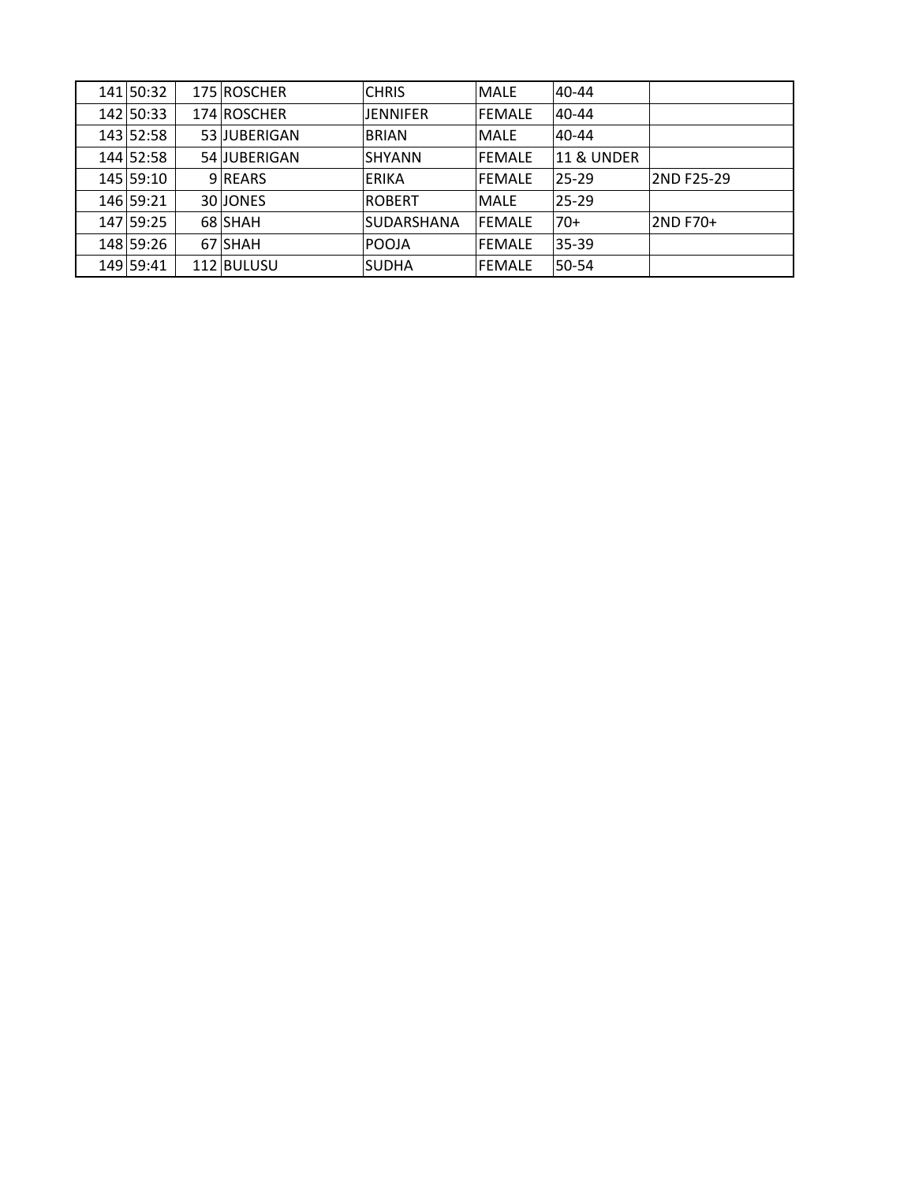| | | | | | | | |
|---|---|---|---|---|---|---|---|
| 141 | 50:32 | 175 | ROSCHER | CHRIS | MALE | 40-44 | |
| 142 | 50:33 | 174 | ROSCHER | JENNIFER | FEMALE | 40-44 | |
| 143 | 52:58 | 53 | JUBERIGAN | BRIAN | MALE | 40-44 | |
| 144 | 52:58 | 54 | JUBERIGAN | SHYANN | FEMALE | 11 & UNDER | |
| 145 | 59:10 | 9 | REARS | ERIKA | FEMALE | 25-29 | 2ND F25-29 |
| 146 | 59:21 | 30 | JONES | ROBERT | MALE | 25-29 | |
| 147 | 59:25 | 68 | SHAH | SUDARSHANA | FEMALE | 70+ | 2ND F70+ |
| 148 | 59:26 | 67 | SHAH | POOJA | FEMALE | 35-39 | |
| 149 | 59:41 | 112 | BULUSU | SUDHA | FEMALE | 50-54 | |